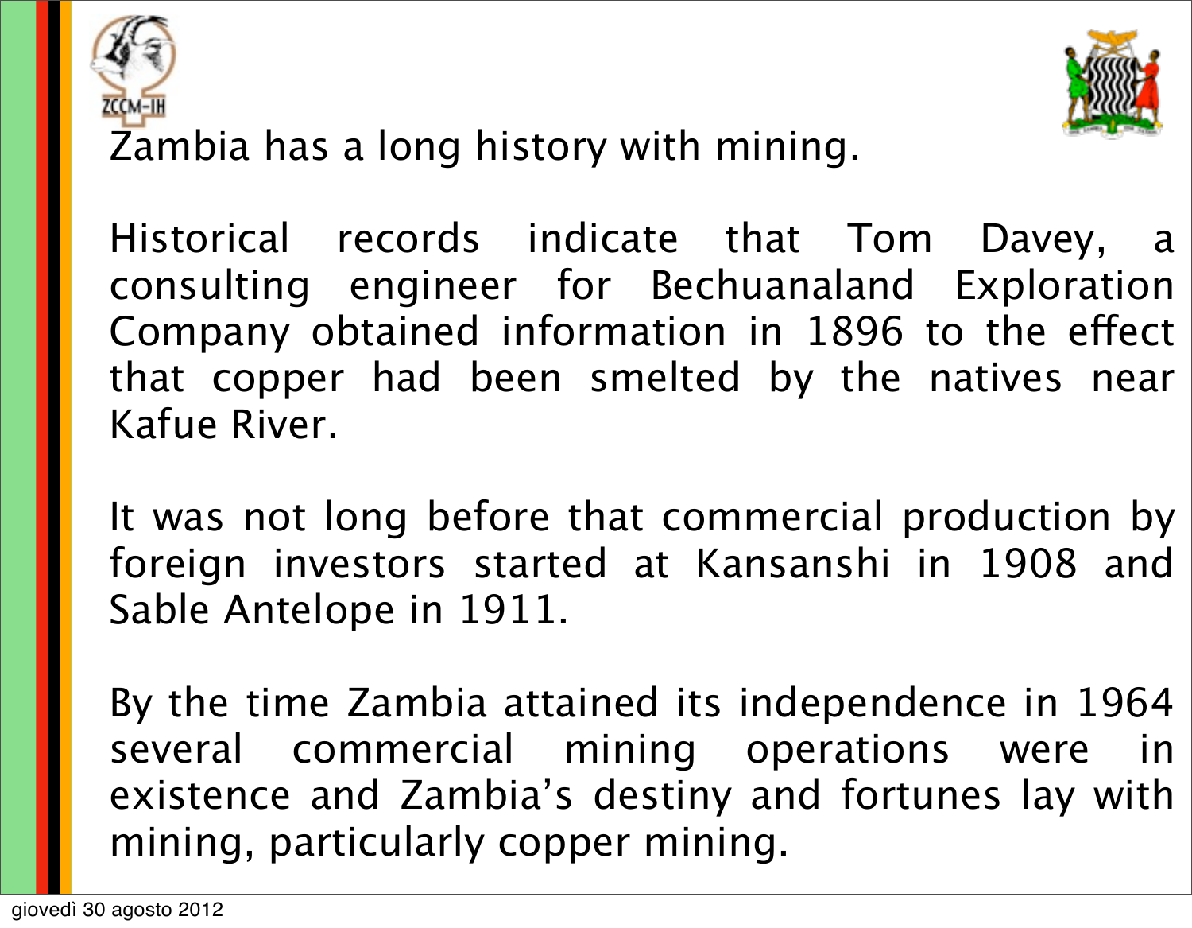Zambia has a long history with mining.

Historical records indicate that Tom Davey, a consulting engineer for Bechuanaland Exploration Company obtained information in 1896 to the effect that copper had been smelted by the natives near Kafue River.

It was not long before that commercial production by foreign investors started at Kansanshi in 1908 and Sable Antelope in 1911.

By the time Zambia attained its independence in 1964 several commercial mining operations were in existence and Zambia's destiny and fortunes lay with mining, particularly copper mining.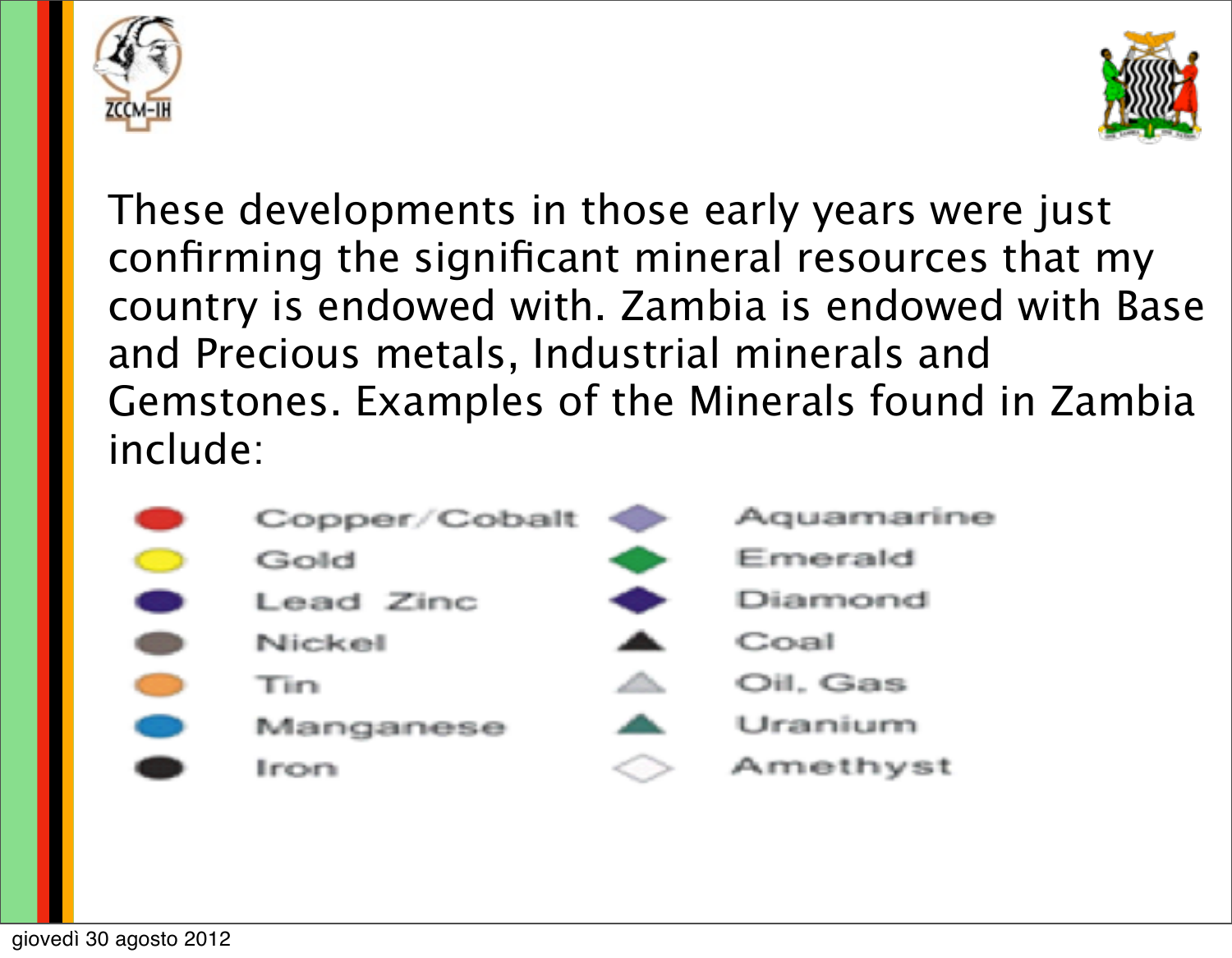These developments in those early years were just confirming the significant mineral resources that my country is endowed with. Zambia is endowed with Base and Precious metals, Industrial minerals and Gemstones. Examples of the Minerals found in Zambia include:

- Copper/Cobalt
- Gold
- Lead Zinc
- Nickel
- Tin
- Manganese
- Iron
- Aquamarine
- Emerald
- Diamond
- Coal
- Oil, Gas
- Uranium
- Amethyst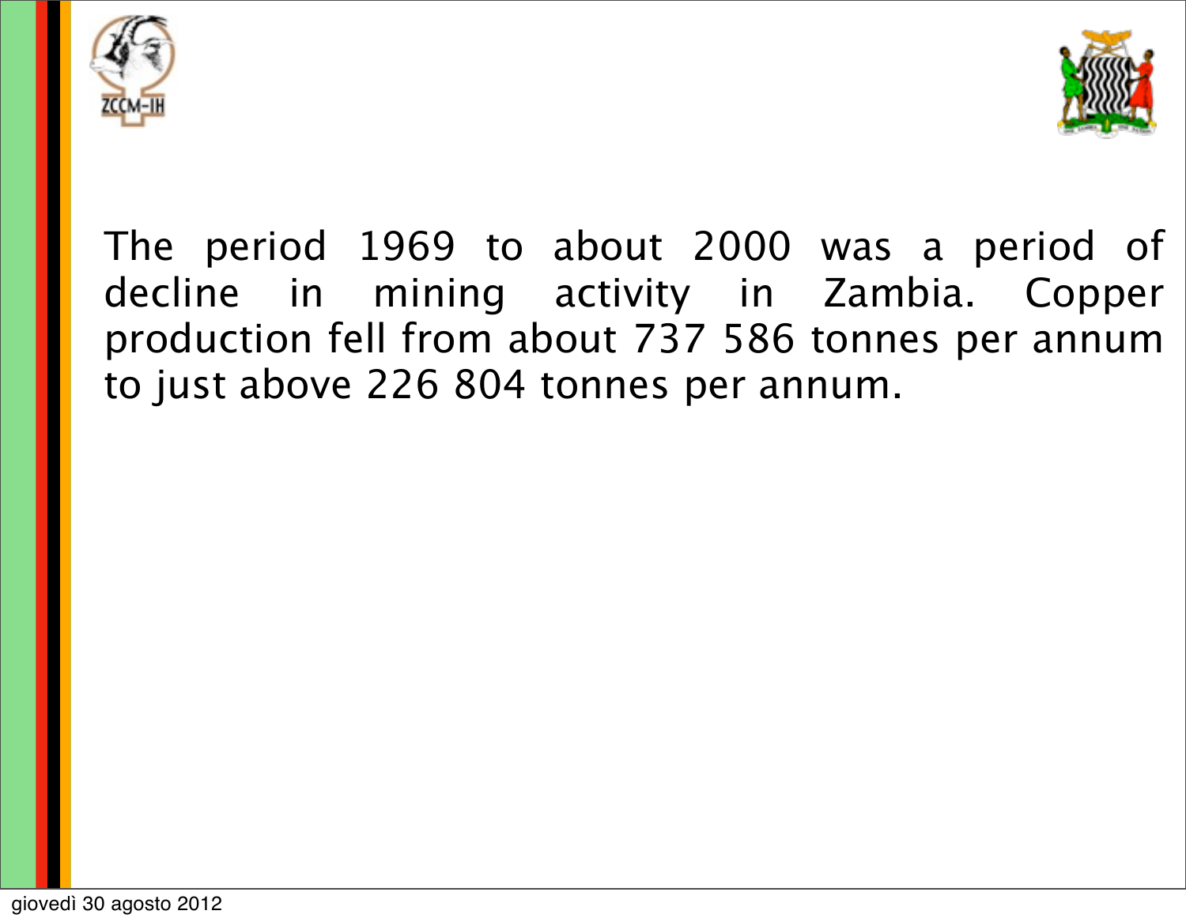The period 1969 to about 2000 was a period of decline in mining activity in Zambia. Copper production fell from about 737 586 tonnes per annum to just above 226 804 tonnes per annum.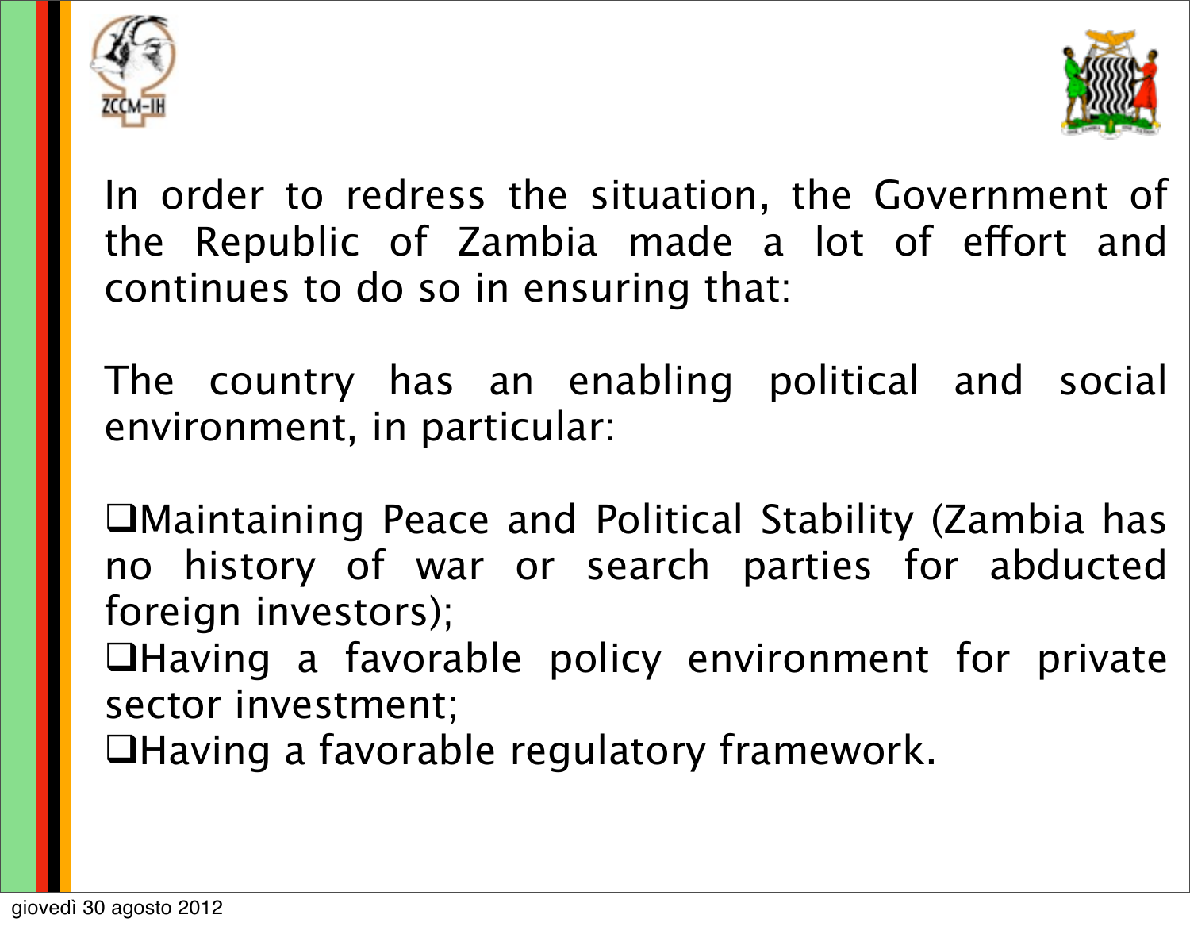In order to redress the situation, the Government of the Republic of Zambia made a lot of effort and continues to do so in ensuring that:

The country has an enabling political and social environment, in particular:

- Maintaining Peace and Political Stability (Zambia has no history of war or search parties for abducted foreign investors);
- Having a favorable policy environment for private sector investment;
- Having a favorable regulatory framework.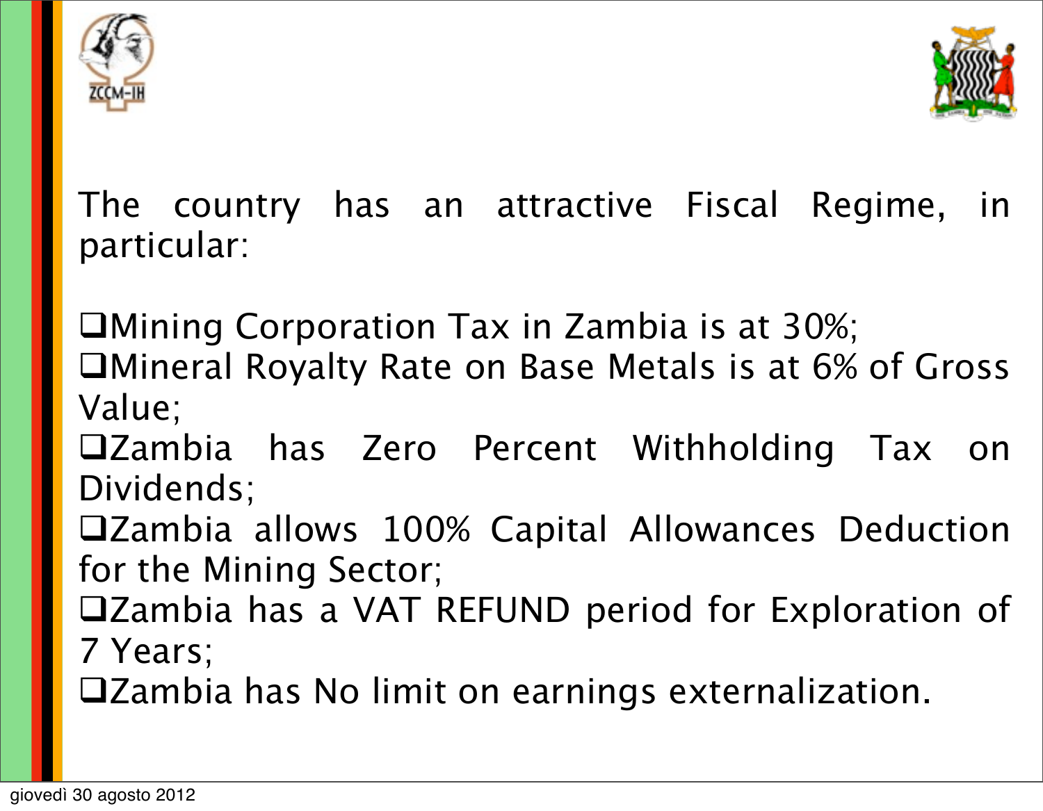The country has an attractive Fiscal Regime, in particular:

- Mining Corporation Tax in Zambia is at 30%;
- Mineral Royalty Rate on Base Metals is at 6% of Gross Value;
- Zambia has Zero Percent Withholding Tax on Dividends;
- Zambia allows 100% Capital Allowances Deduction for the Mining Sector;
- Zambia has a VAT REFUND period for Exploration of 7 Years;
- Zambia has No limit on earnings externalization.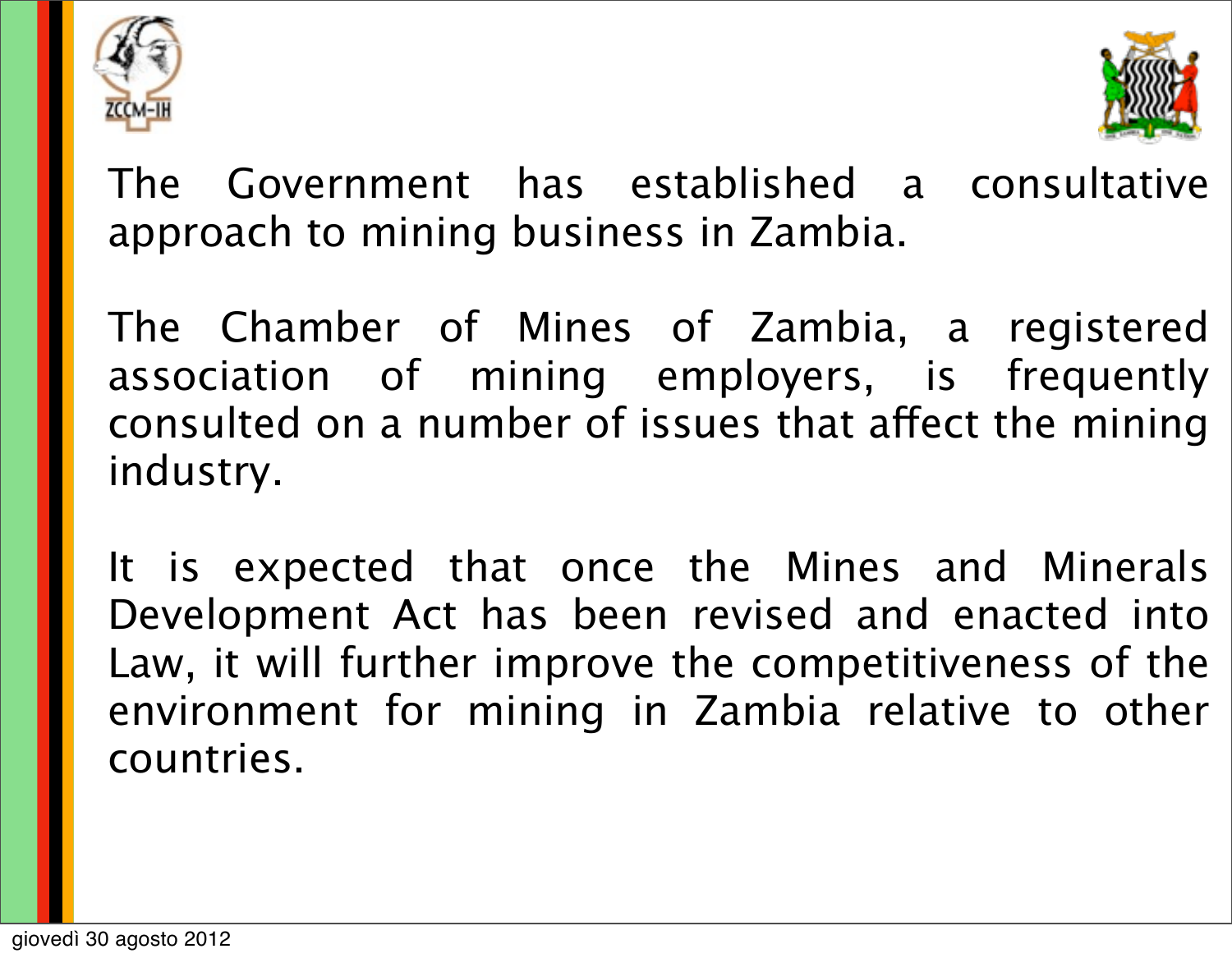The Government has established a consultative approach to mining business in Zambia.

The Chamber of Mines of Zambia, a registered association of mining employers, is frequently consulted on a number of issues that affect the mining industry.

It is expected that once the Mines and Minerals Development Act has been revised and enacted into Law, it will further improve the competitiveness of the environment for mining in Zambia relative to other countries.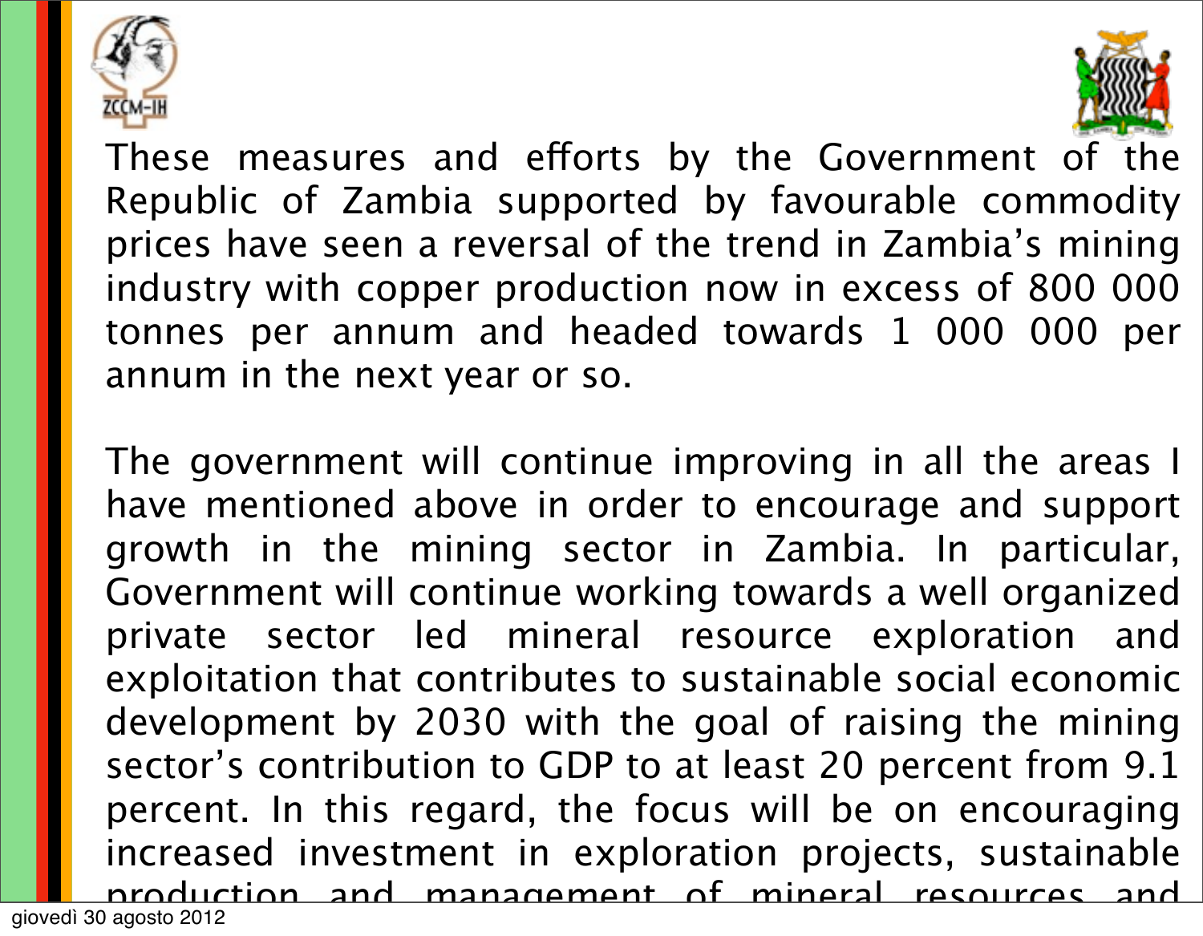These measures and efforts by the Government of the Republic of Zambia supported by favourable commodity prices have seen a reversal of the trend in Zambia's mining industry with copper production now in excess of 800 000 tonnes per annum and headed towards 1 000 000 per annum in the next year or so.

The government will continue improving in all the areas I have mentioned above in order to encourage and support growth in the mining sector in Zambia. In particular, Government will continue working towards a well organized private sector led mineral resource exploration and exploitation that contributes to sustainable social economic development by 2030 with the goal of raising the mining sector's contribution to GDP to at least 20 percent from 9.1 percent. In this regard, the focus will be on encouraging increased investment in exploration projects, sustainable production and management of mineral resources and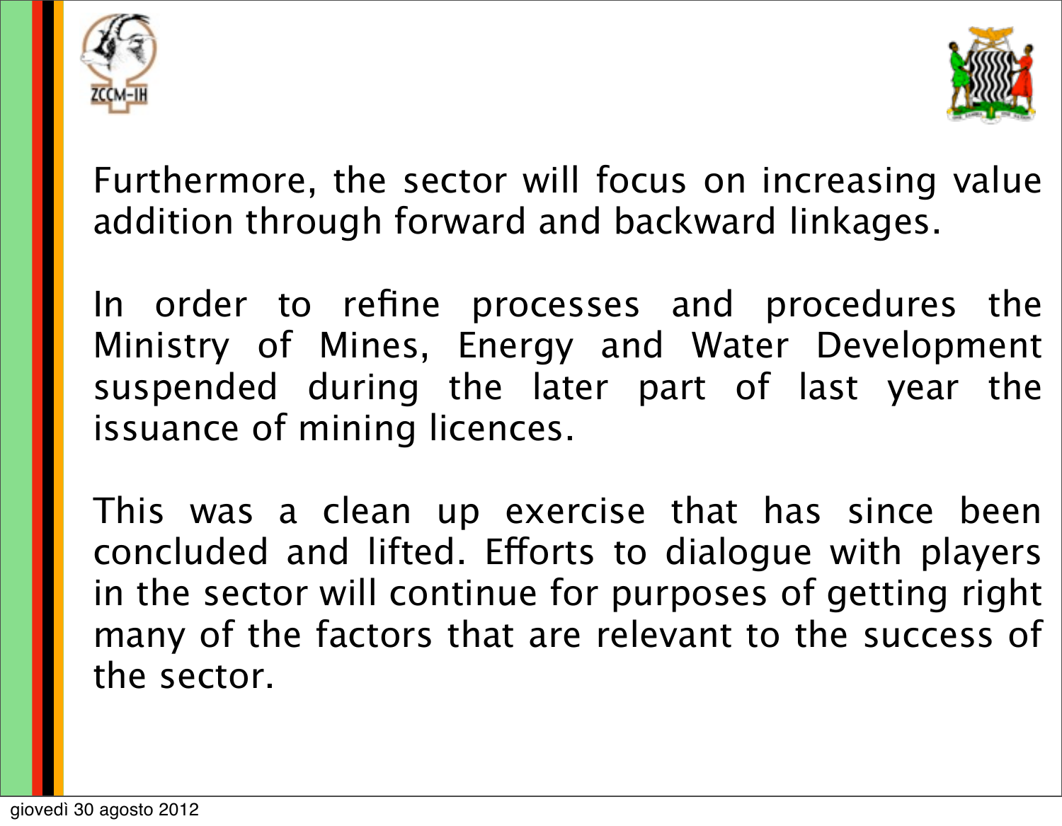Furthermore, the sector will focus on increasing value addition through forward and backward linkages.

In order to refine processes and procedures the Ministry of Mines, Energy and Water Development suspended during the later part of last year the issuance of mining licences.

This was a clean up exercise that has since been concluded and lifted. Efforts to dialogue with players in the sector will continue for purposes of getting right many of the factors that are relevant to the success of the sector.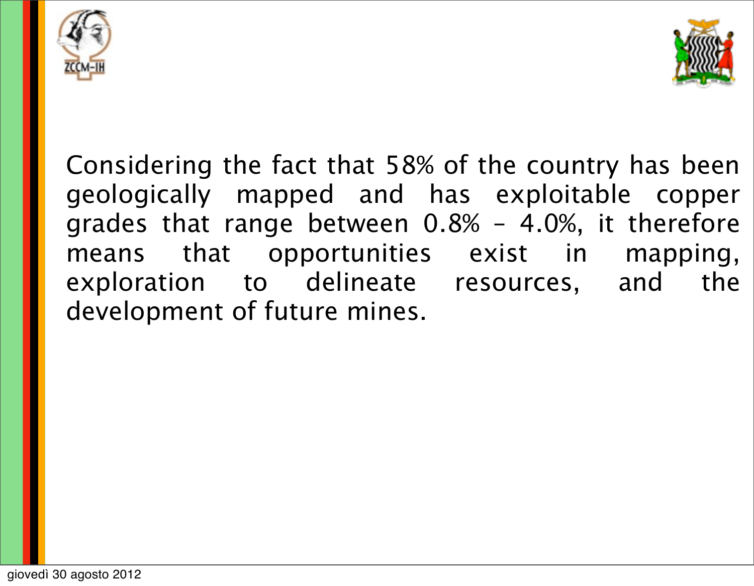Considering the fact that 58% of the country has been geologically mapped and has exploitable copper grades that range between 0.8% – 4.0%, it therefore means that opportunities exist in mapping, exploration to delineate resources, and the development of future mines.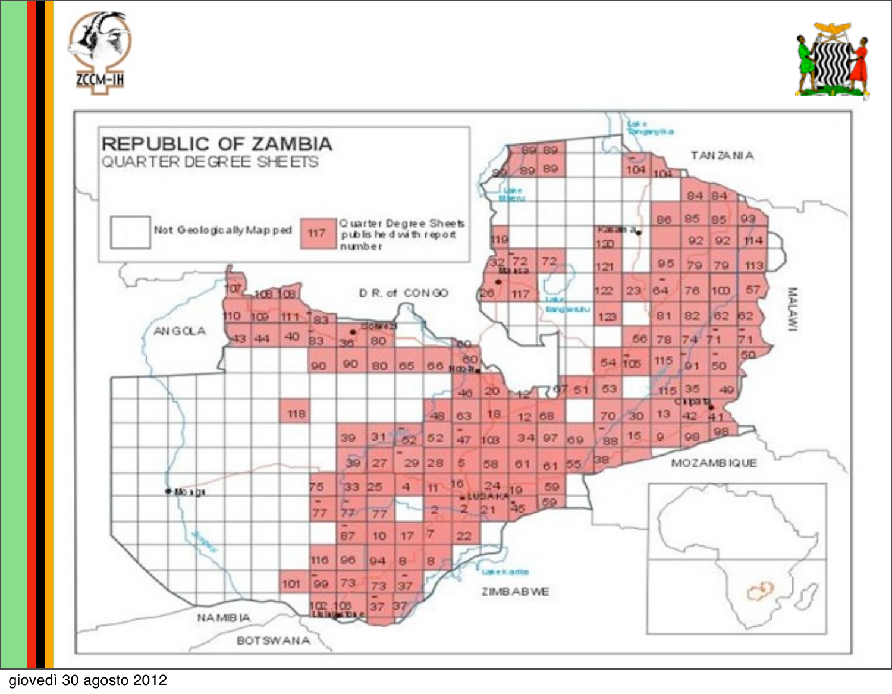# REPUBLIC OF ZAMBIA

## QUARTER DEGREE SHEETS

Not Geologically Mapped

117 — Quarter Degree Sheets published with report number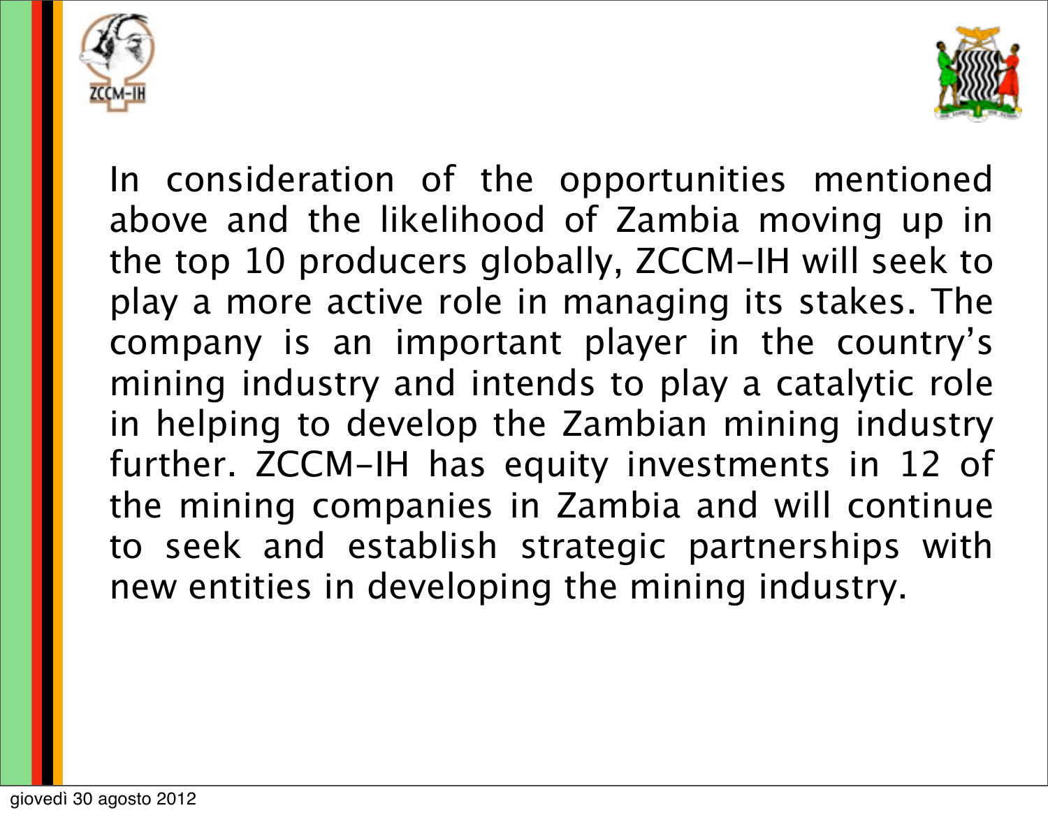In consideration of the opportunities mentioned above and the likelihood of Zambia moving up in the top 10 producers globally, ZCCM-IH will seek to play a more active role in managing its stakes. The company is an important player in the country's mining industry and intends to play a catalytic role in helping to develop the Zambian mining industry further. ZCCM-IH has equity investments in 12 of the mining companies in Zambia and will continue to seek and establish strategic partnerships with new entities in developing the mining industry.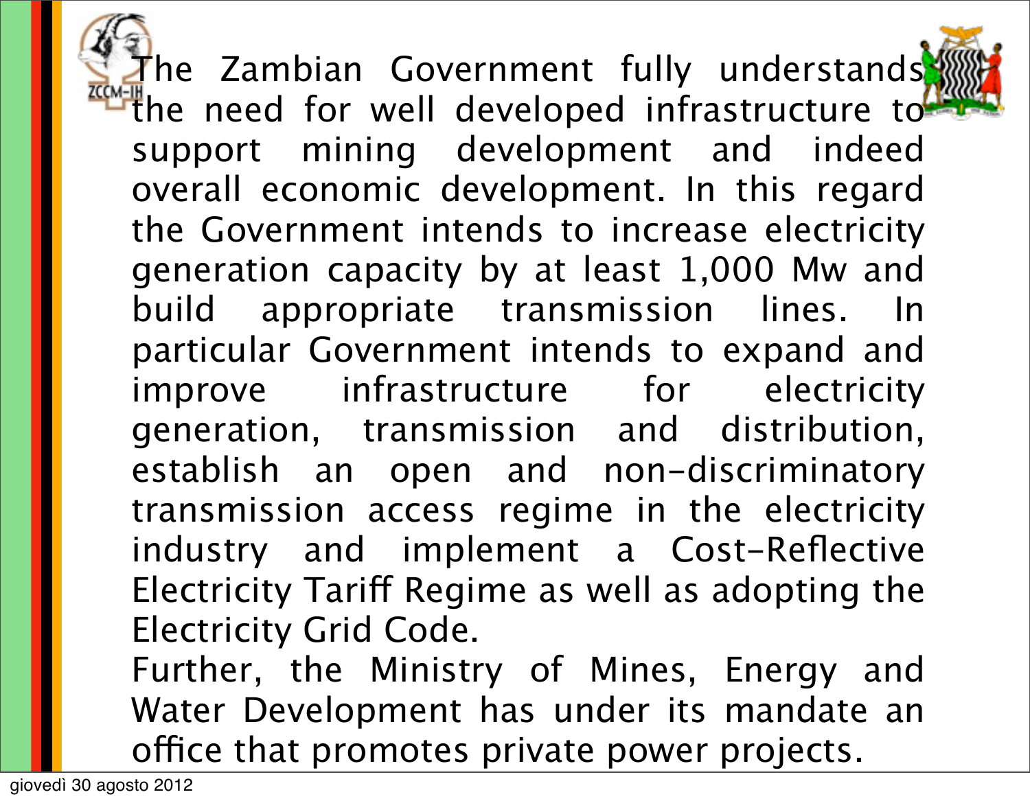The Zambian Government fully understands the need for well developed infrastructure to support mining development and indeed overall economic development. In this regard the Government intends to increase electricity generation capacity by at least 1,000 Mw and build appropriate transmission lines. In particular Government intends to expand and improve infrastructure for electricity generation, transmission and distribution, establish an open and non-discriminatory transmission access regime in the electricity industry and implement a Cost-Reflective Electricity Tariff Regime as well as adopting the Electricity Grid Code.

Further, the Ministry of Mines, Energy and Water Development has under its mandate an office that promotes private power projects.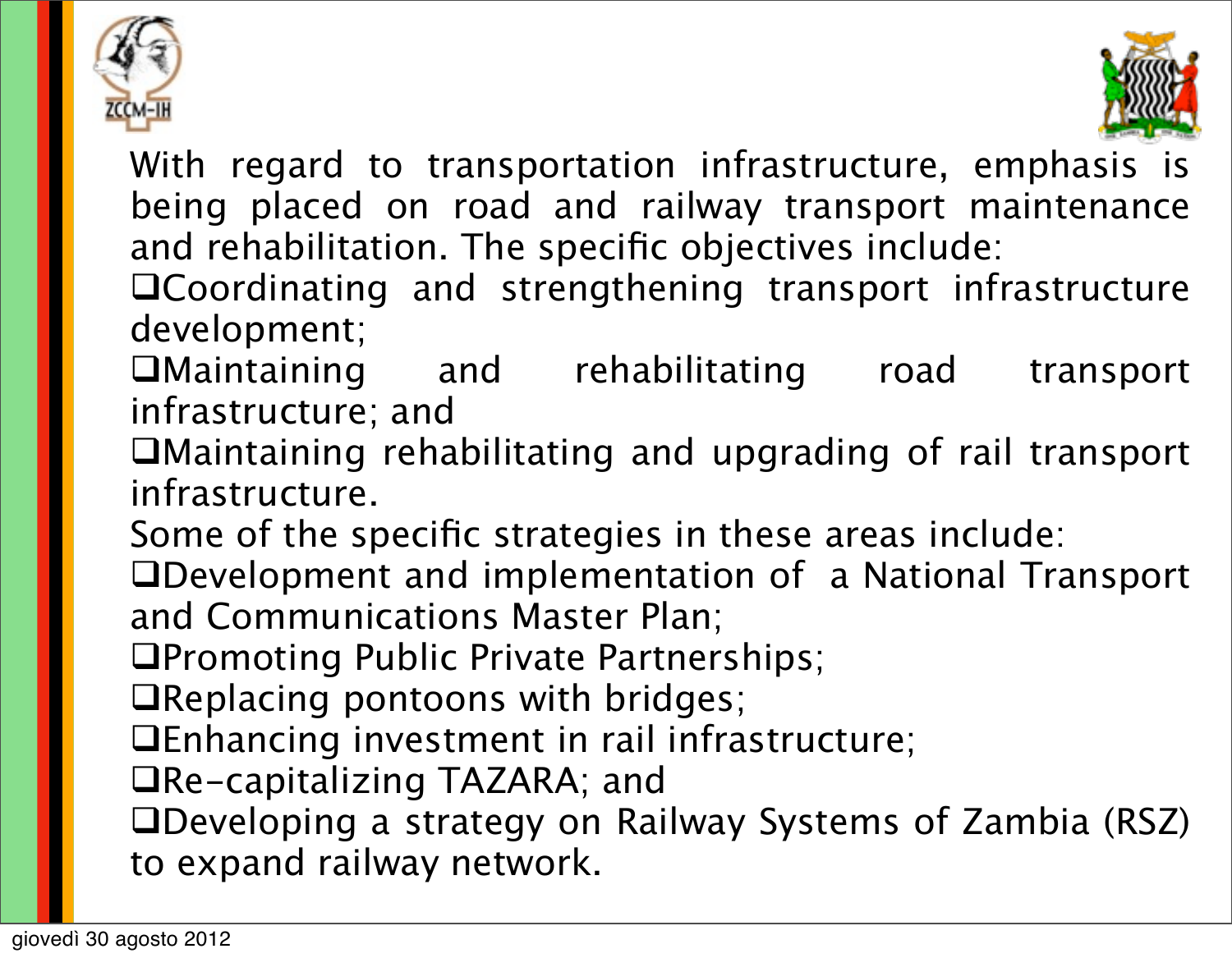With regard to transportation infrastructure, emphasis is being placed on road and railway transport maintenance and rehabilitation. The specific objectives include:

- Coordinating and strengthening transport infrastructure development;
- Maintaining and rehabilitating road transport infrastructure; and
- Maintaining rehabilitating and upgrading of rail transport infrastructure.

Some of the specific strategies in these areas include:

- Development and implementation of a National Transport and Communications Master Plan;
- Promoting Public Private Partnerships;
- Replacing pontoons with bridges;
- Enhancing investment in rail infrastructure;
- Re-capitalizing TAZARA; and
- Developing a strategy on Railway Systems of Zambia (RSZ) to expand railway network.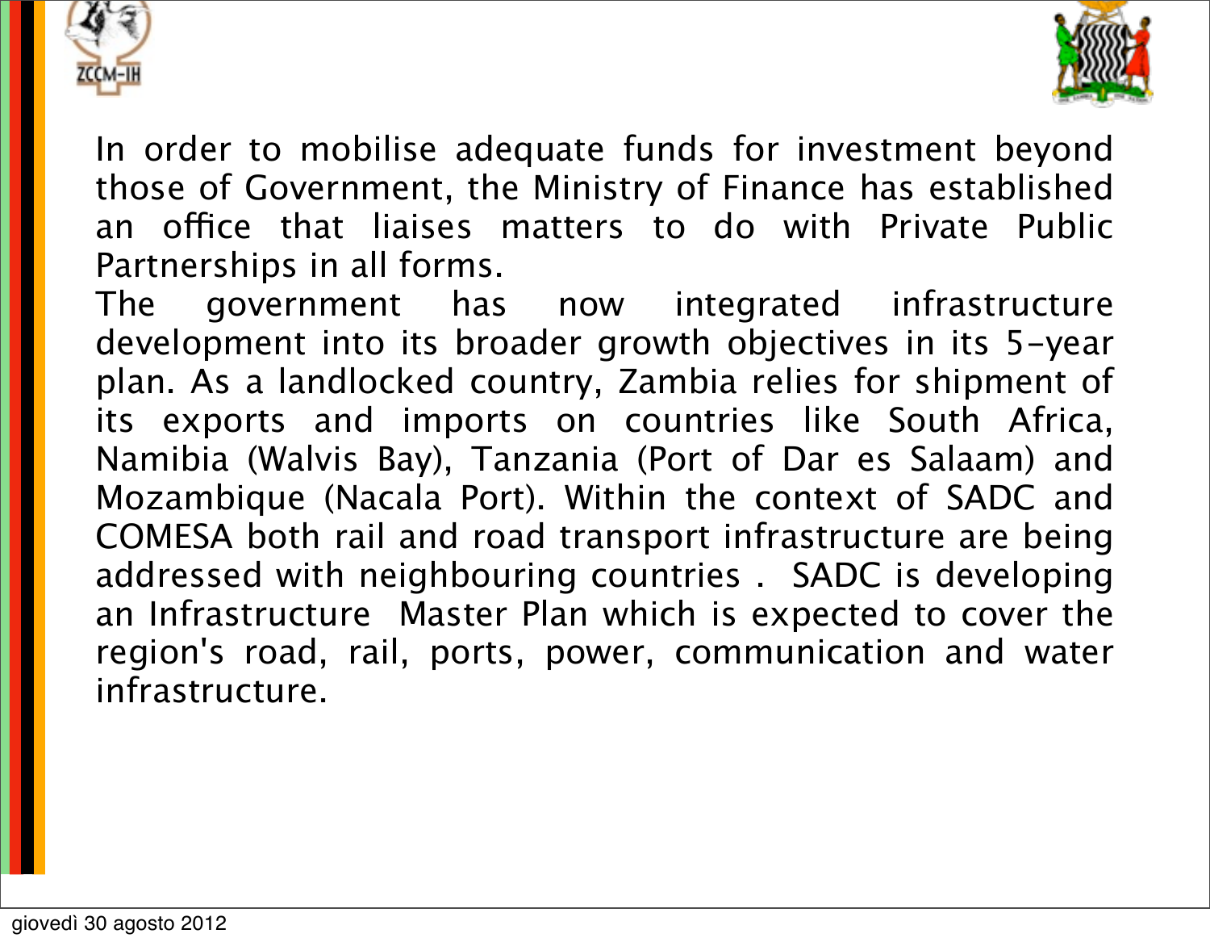In order to mobilise adequate funds for investment beyond those of Government, the Ministry of Finance has established an office that liaises matters to do with Private Public Partnerships in all forms.

The government has now integrated infrastructure development into its broader growth objectives in its 5-year plan. As a landlocked country, Zambia relies for shipment of its exports and imports on countries like South Africa, Namibia (Walvis Bay), Tanzania (Port of Dar es Salaam) and Mozambique (Nacala Port). Within the context of SADC and COMESA both rail and road transport infrastructure are being addressed with neighbouring countries . SADC is developing an Infrastructure Master Plan which is expected to cover the region's road, rail, ports, power, communication and water infrastructure.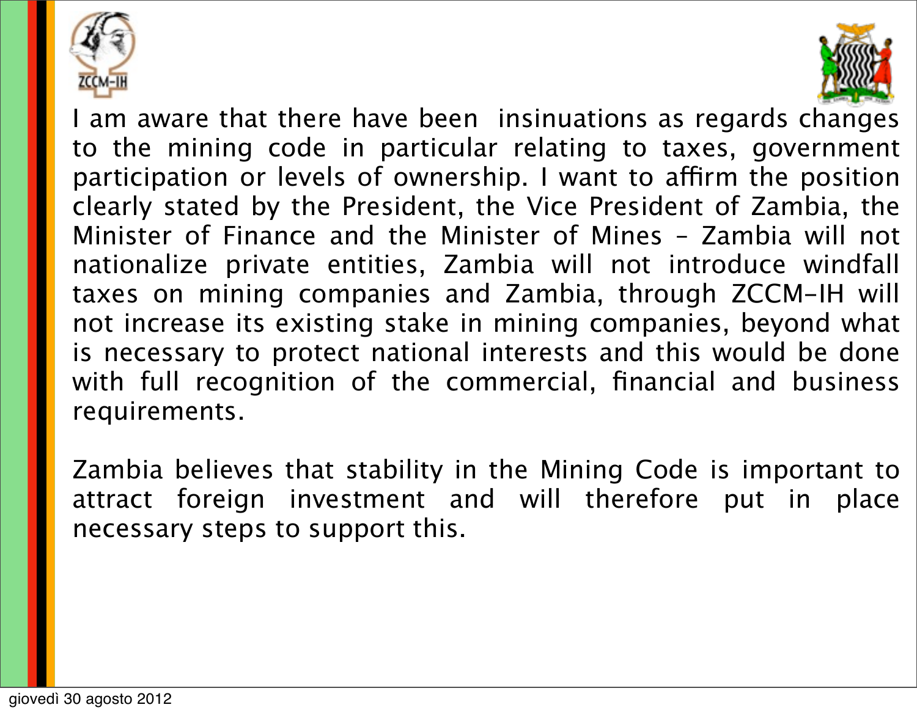I am aware that there have been insinuations as regards changes to the mining code in particular relating to taxes, government participation or levels of ownership. I want to affirm the position clearly stated by the President, the Vice President of Zambia, the Minister of Finance and the Minister of Mines – Zambia will not nationalize private entities, Zambia will not introduce windfall taxes on mining companies and Zambia, through ZCCM-IH will not increase its existing stake in mining companies, beyond what is necessary to protect national interests and this would be done with full recognition of the commercial, financial and business requirements.

Zambia believes that stability in the Mining Code is important to attract foreign investment and will therefore put in place necessary steps to support this.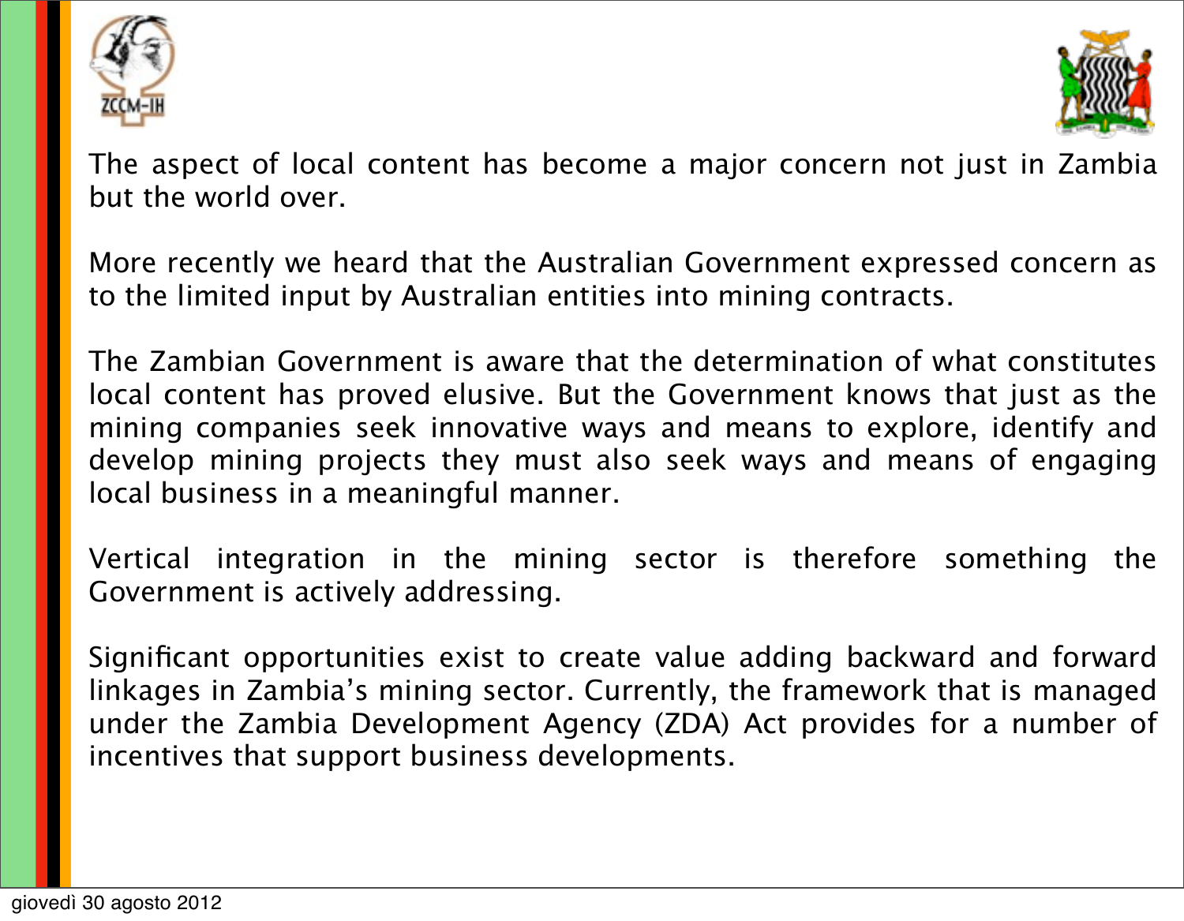The aspect of local content has become a major concern not just in Zambia but the world over.

More recently we heard that the Australian Government expressed concern as to the limited input by Australian entities into mining contracts.

The Zambian Government is aware that the determination of what constitutes local content has proved elusive. But the Government knows that just as the mining companies seek innovative ways and means to explore, identify and develop mining projects they must also seek ways and means of engaging local business in a meaningful manner.

Vertical integration in the mining sector is therefore something the Government is actively addressing.

Significant opportunities exist to create value adding backward and forward linkages in Zambia's mining sector. Currently, the framework that is managed under the Zambia Development Agency (ZDA) Act provides for a number of incentives that support business developments.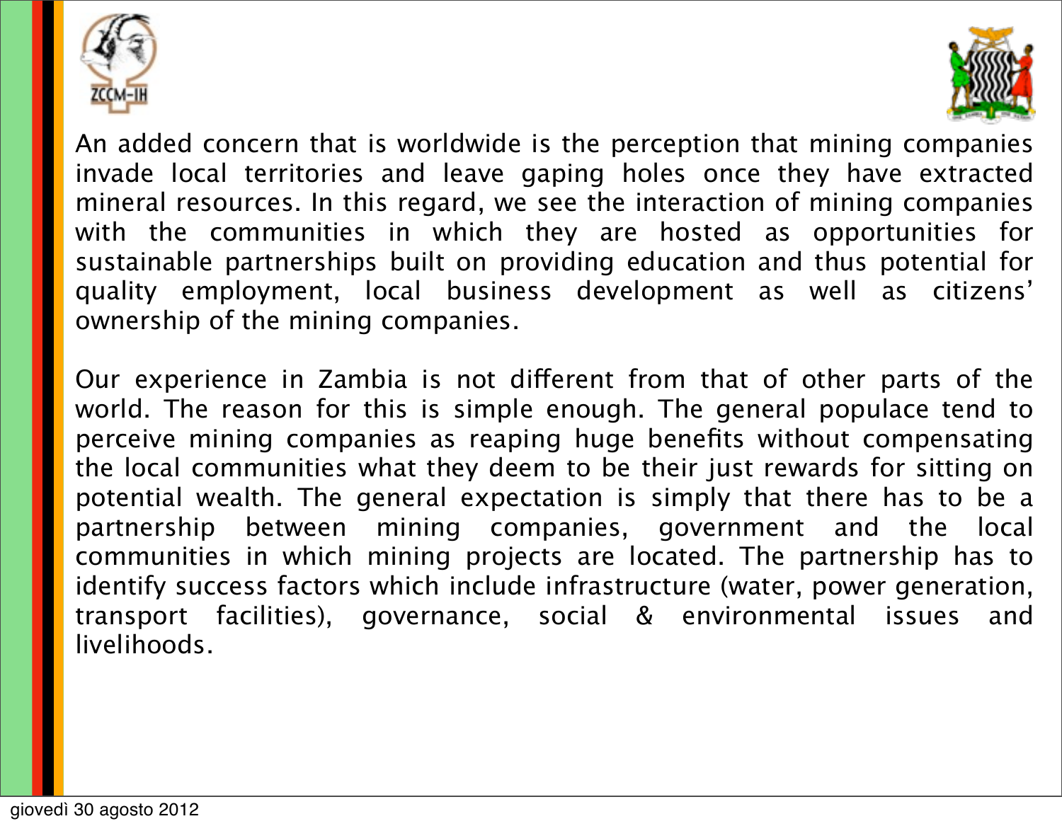An added concern that is worldwide is the perception that mining companies invade local territories and leave gaping holes once they have extracted mineral resources. In this regard, we see the interaction of mining companies with the communities in which they are hosted as opportunities for sustainable partnerships built on providing education and thus potential for quality employment, local business development as well as citizens' ownership of the mining companies.

Our experience in Zambia is not different from that of other parts of the world. The reason for this is simple enough. The general populace tend to perceive mining companies as reaping huge benefits without compensating the local communities what they deem to be their just rewards for sitting on potential wealth. The general expectation is simply that there has to be a partnership between mining companies, government and the local communities in which mining projects are located. The partnership has to identify success factors which include infrastructure (water, power generation, transport facilities), governance, social & environmental issues and livelihoods.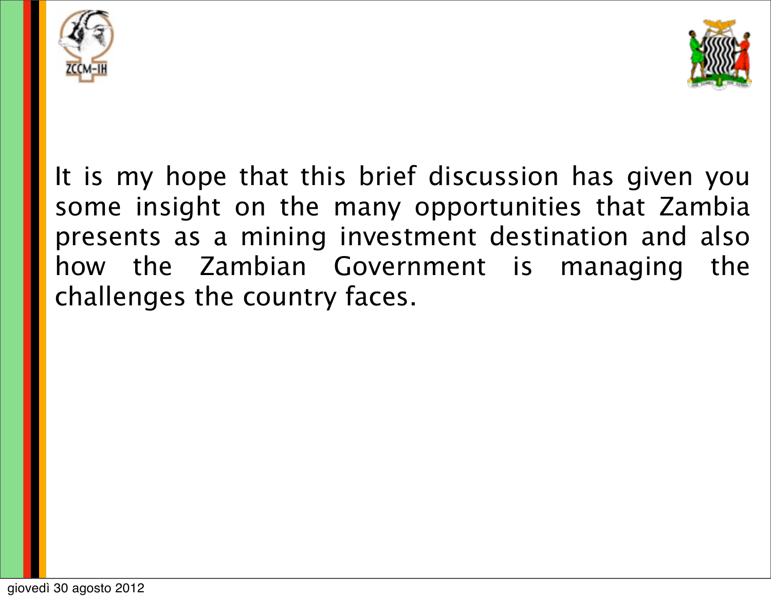It is my hope that this brief discussion has given you some insight on the many opportunities that Zambia presents as a mining investment destination and also how the Zambian Government is managing the challenges the country faces.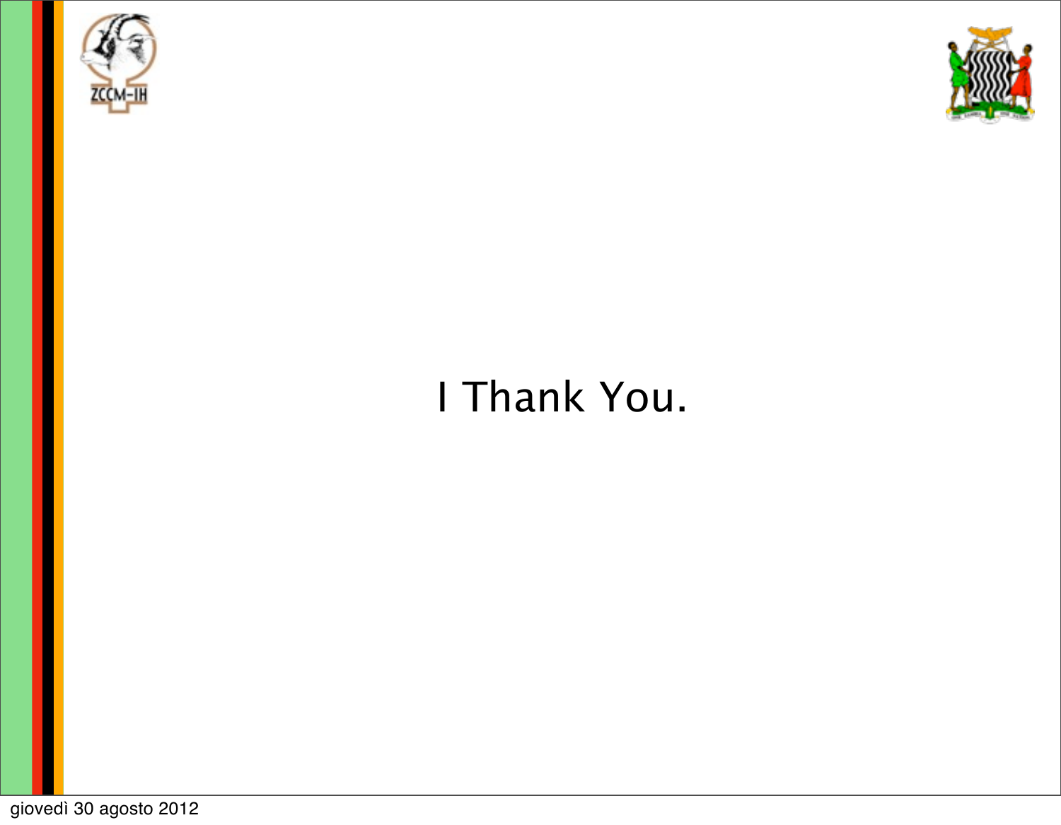I Thank You.